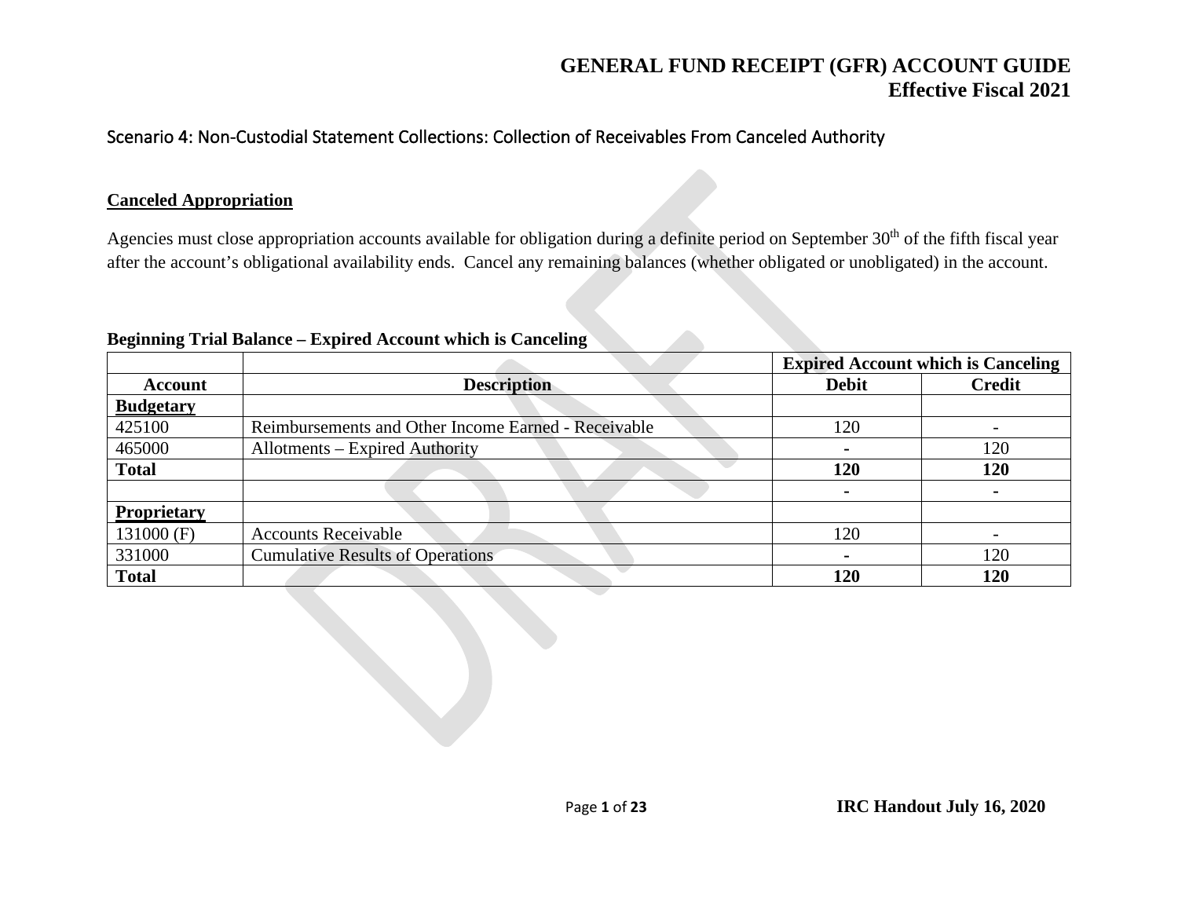# GENERAL FUND RECEIPT (GFR) ACCOUNT GUIDE
## Effective Fiscal 2021

### Scenario 4: Non-Custodial Statement Collections: Collection of Receivables From Canceled Authority

**Canceled Appropriation**

Agencies must close appropriation accounts available for obligation during a definite period on September 30th of the fifth fiscal year after the account's obligational availability ends. Cancel any remaining balances (whether obligated or unobligated) in the account.

**Beginning Trial Balance – Expired Account which is Canceling**

| | | **Expired Account which is Canceling** | |
|---|---|---|---|
| **Account** | **Description** | **Debit** | **Credit** |
| **Budgetary** | | | |
| 425100 | Reimbursements and Other Income Earned - Receivable | 120 | - |
| 465000 | Allotments – Expired Authority | - | 120 |
| **Total** | | **120** | **120** |
| | | **-** | **-** |
| **Proprietary** | | | |
| 131000 (F) | Accounts Receivable | 120 | - |
| 331000 | Cumulative Results of Operations | - | 120 |
| **Total** | | **120** | **120** |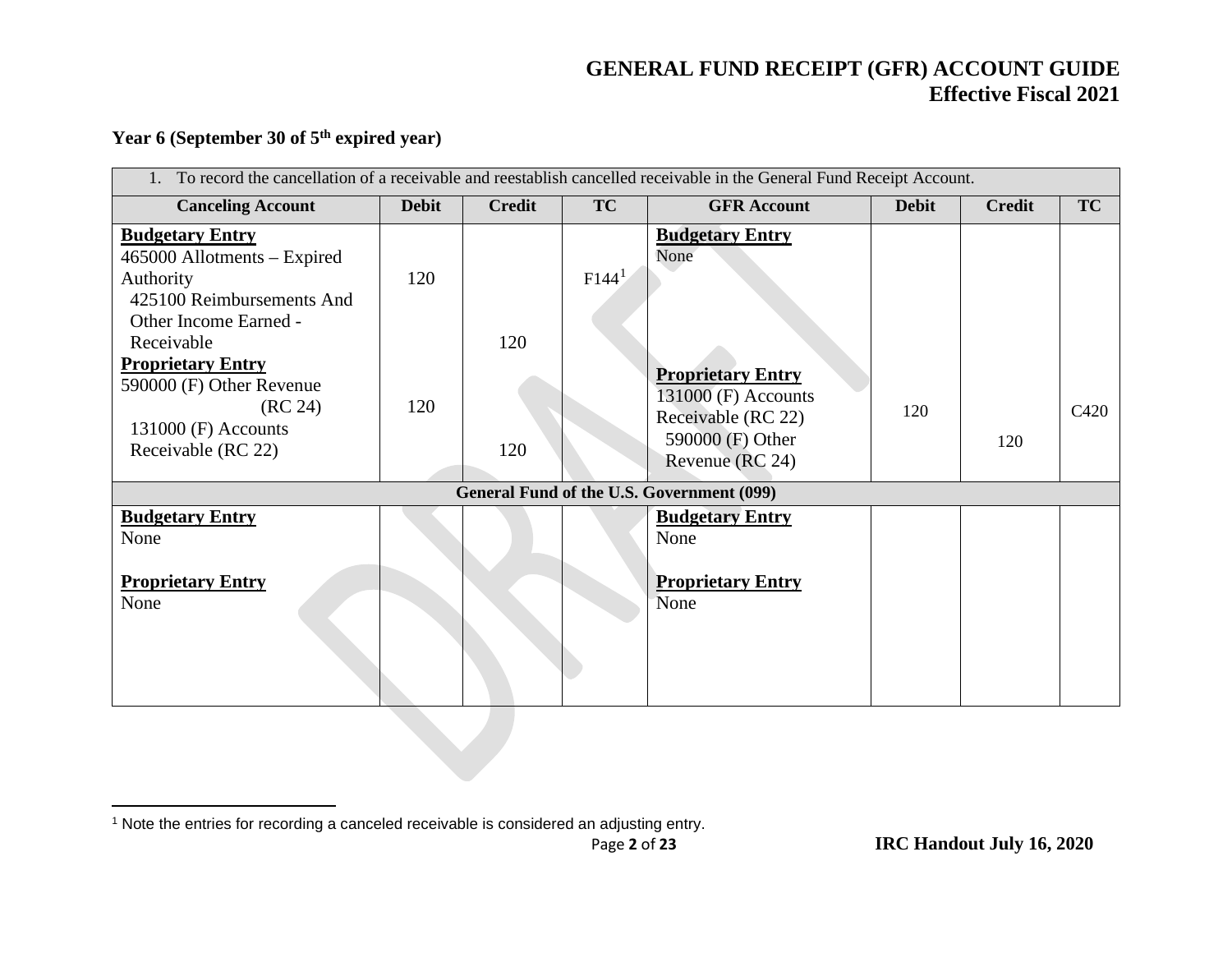### Year 6 (September 30 of 5th expired year)

| 1. To record the cancellation of a receivable and reestablish cancelled receivable in the General Fund Receipt Account. | | | | | | | |
|---|---|---|---|---|---|---|---|
| **Canceling Account** | **Debit** | **Credit** | **TC** | **GFR Account** | **Debit** | **Credit** | **TC** |
| **Budgetary Entry**<br>465000 Allotments – Expired Authority<br>425100 Reimbursements And Other Income Earned - Receivable | 120 | 120 | F144[1] | **Budgetary Entry**<br>None | | | |
| **Proprietary Entry**<br>590000 (F) Other Revenue (RC 24)<br>131000 (F) Accounts Receivable (RC 22) | 120 | 120 | | **Proprietary Entry**<br>131000 (F) Accounts Receivable (RC 22)<br>590000 (F) Other Revenue (RC 24) | 120 | 120 | C420 |
| **General Fund of the U.S. Government (099)** | | | | | | | |
| **Budgetary Entry**<br>None<br><br>**Proprietary Entry**<br>None | | | | **Budgetary Entry**<br>None<br><br>**Proprietary Entry**<br>None | | | |

[1] Note the entries for recording a canceled receivable is considered an adjusting entry.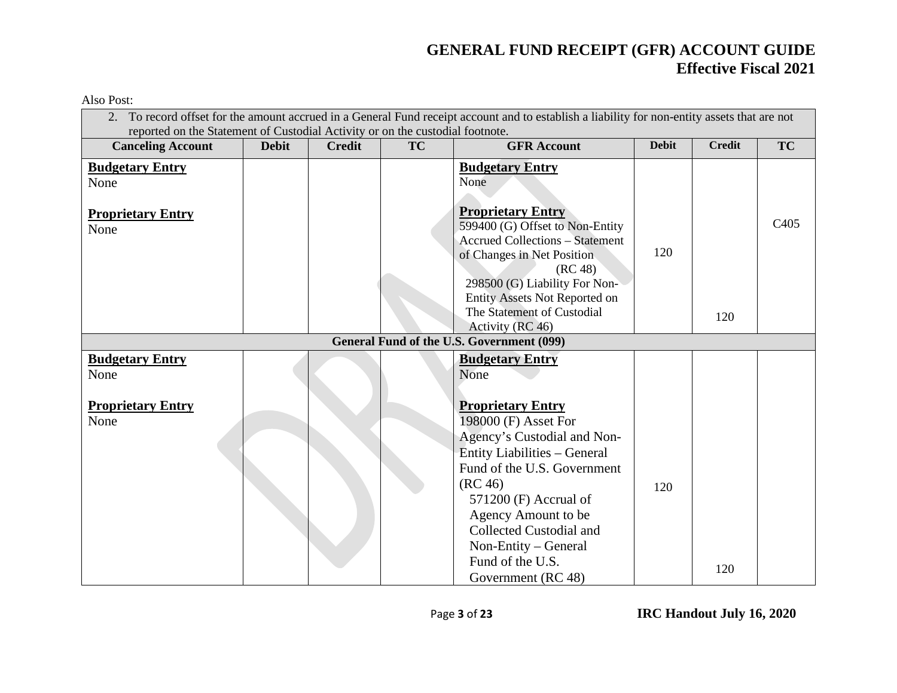Also Post:

| 2. To record offset for the amount accrued in a General Fund receipt account and to establish a liability for non-entity assets that are not reported on the Statement of Custodial Activity or on the custodial footnote. | | | | | | | |
|---|---|---|---|---|---|---|---|
| **Canceling Account** | **Debit** | **Credit** | **TC** | **GFR Account** | **Debit** | **Credit** | **TC** |
| **Budgetary Entry**<br>None<br><br>**Proprietary Entry**<br>None | | | | **Budgetary Entry**<br>None<br><br>**Proprietary Entry**<br>599400 (G) Offset to Non-Entity Accrued Collections – Statement of Changes in Net Position (RC 48)<br>298500 (G) Liability For Non-Entity Assets Not Reported on The Statement of Custodial Activity (RC 46) | 120 | 120 | C405 |
| **General Fund of the U.S. Government (099)** | | | | | | | |
| **Budgetary Entry**<br>None<br><br>**Proprietary Entry**<br>None | | | | **Budgetary Entry**<br>None<br><br>**Proprietary Entry**<br>198000 (F) Asset For Agency's Custodial and Non-Entity Liabilities – General Fund of the U.S. Government (RC 46)<br>571200 (F) Accrual of Agency Amount to be Collected Custodial and Non-Entity – General Fund of the U.S. Government (RC 48) | 120 | 120 | |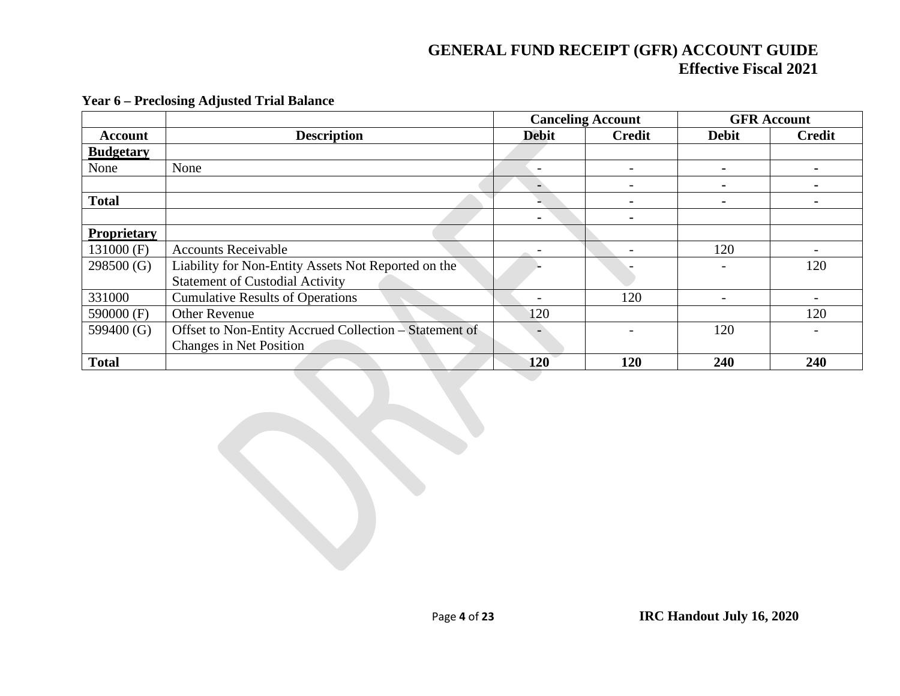**Year 6 – Preclosing Adjusted Trial Balance**

| | | Canceling Account | | GFR Account | |
|---|---|---|---|---|---|
| **Account** | **Description** | **Debit** | **Credit** | **Debit** | **Credit** |
| **Budgetary** | | | | | |
| None | None | - | - | - | - |
| | | - | - | - | - |
| **Total** | | - | - | - | - |
| | | - | - | | |
| **Proprietary** | | | | | |
| 131000 (F) | Accounts Receivable | - | - | 120 | - |
| 298500 (G) | Liability for Non-Entity Assets Not Reported on the Statement of Custodial Activity | - | - | - | 120 |
| 331000 | Cumulative Results of Operations | - | 120 | - | - |
| 590000 (F) | Other Revenue | 120 | | | 120 |
| 599400 (G) | Offset to Non-Entity Accrued Collection – Statement of Changes in Net Position | - | - | 120 | - |
| **Total** | | **120** | **120** | **240** | **240** |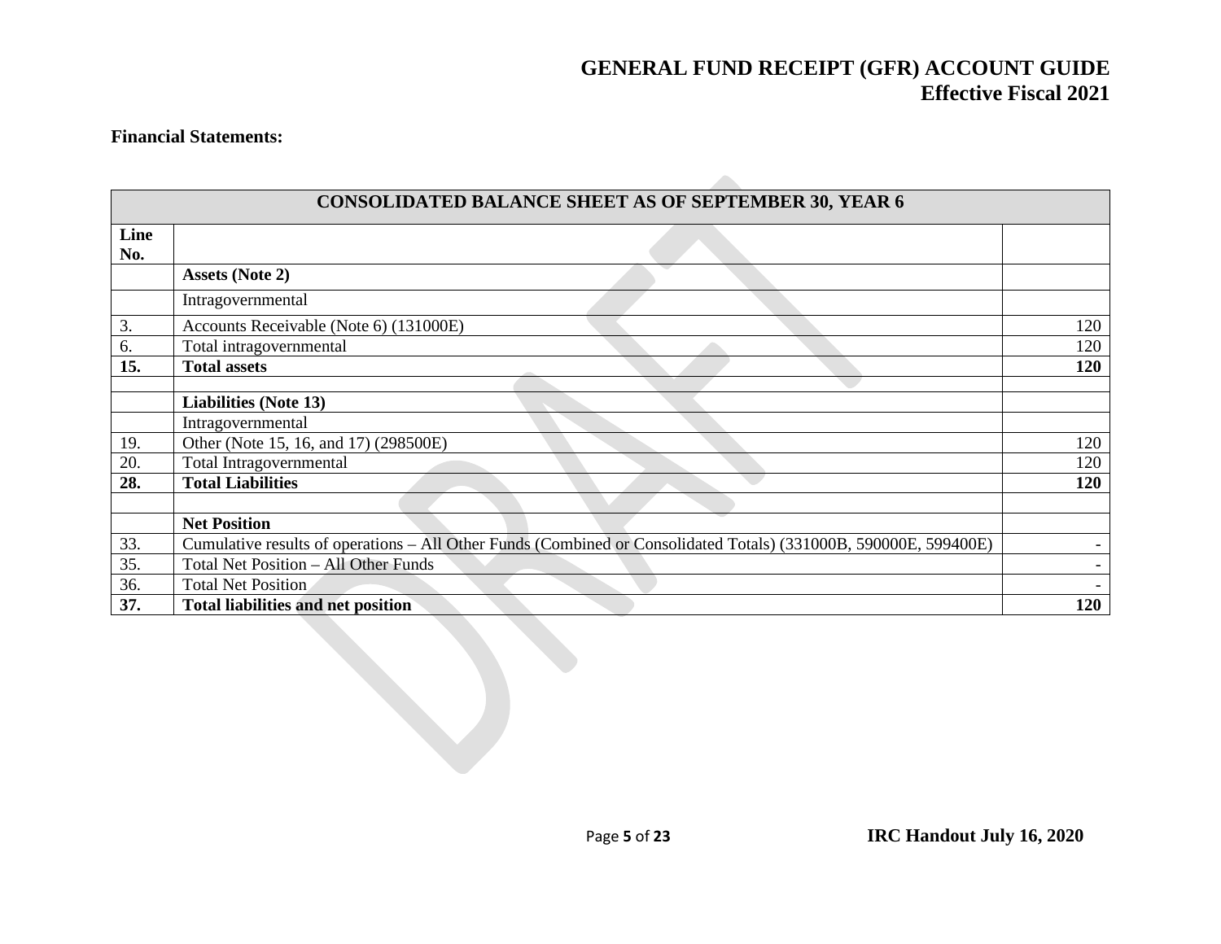**Financial Statements:**

| CONSOLIDATED BALANCE SHEET AS OF SEPTEMBER 30, YEAR 6 | | |
|---|---|---|
| **Line No.** | | |
| | **Assets (Note 2)** | |
| | Intragovernmental | |
| 3. | Accounts Receivable (Note 6) (131000E) | 120 |
| 6. | Total intragovernmental | 120 |
| **15.** | **Total assets** | **120** |
| | | |
| | **Liabilities (Note 13)** | |
| | Intragovernmental | |
| 19. | Other (Note 15, 16, and 17) (298500E) | 120 |
| 20. | Total Intragovernmental | 120 |
| **28.** | **Total Liabilities** | **120** |
| | | |
| | **Net Position** | |
| 33. | Cumulative results of operations – All Other Funds (Combined or Consolidated Totals) (331000B, 590000E, 599400E) | - |
| 35. | Total Net Position – All Other Funds | - |
| 36. | Total Net Position | - |
| **37.** | **Total liabilities and net position** | **120** |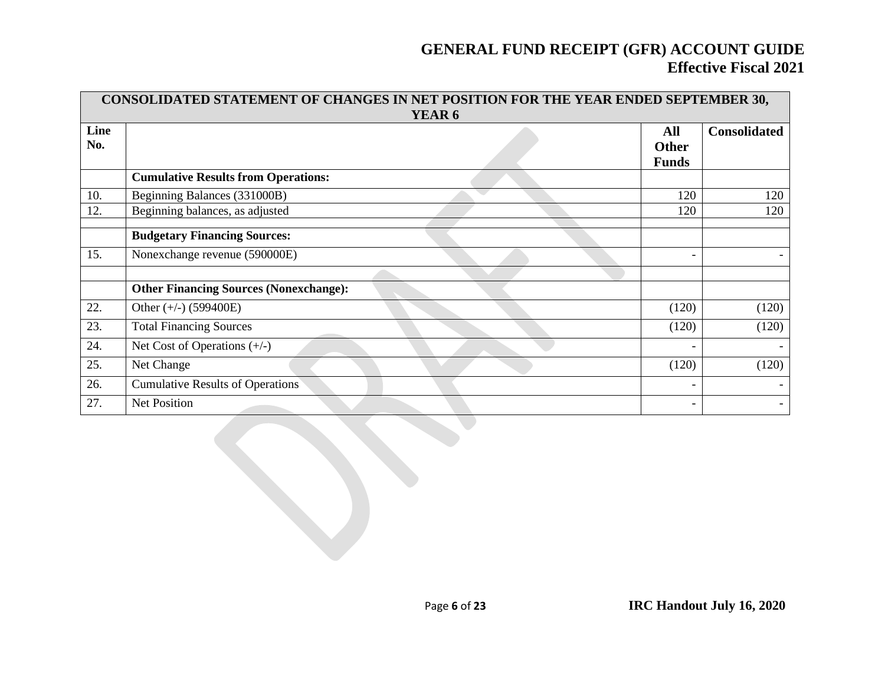| CONSOLIDATED STATEMENT OF CHANGES IN NET POSITION FOR THE YEAR ENDED SEPTEMBER 30, YEAR 6 | | | |
|---|---|---|---|
| **Line No.** | | **All Other Funds** | **Consolidated** |
| | **Cumulative Results from Operations:** | | |
| 10. | Beginning Balances (331000B) | 120 | 120 |
| 12. | Beginning balances, as adjusted | 120 | 120 |
| | | | |
| | **Budgetary Financing Sources:** | | |
| 15. | Nonexchange revenue (590000E) | - | - |
| | | | |
| | **Other Financing Sources (Nonexchange):** | | |
| 22. | Other (+/-) (599400E) | (120) | (120) |
| 23. | Total Financing Sources | (120) | (120) |
| 24. | Net Cost of Operations (+/-) | - | - |
| 25. | Net Change | (120) | (120) |
| 26. | Cumulative Results of Operations | - | - |
| 27. | Net Position | - | - |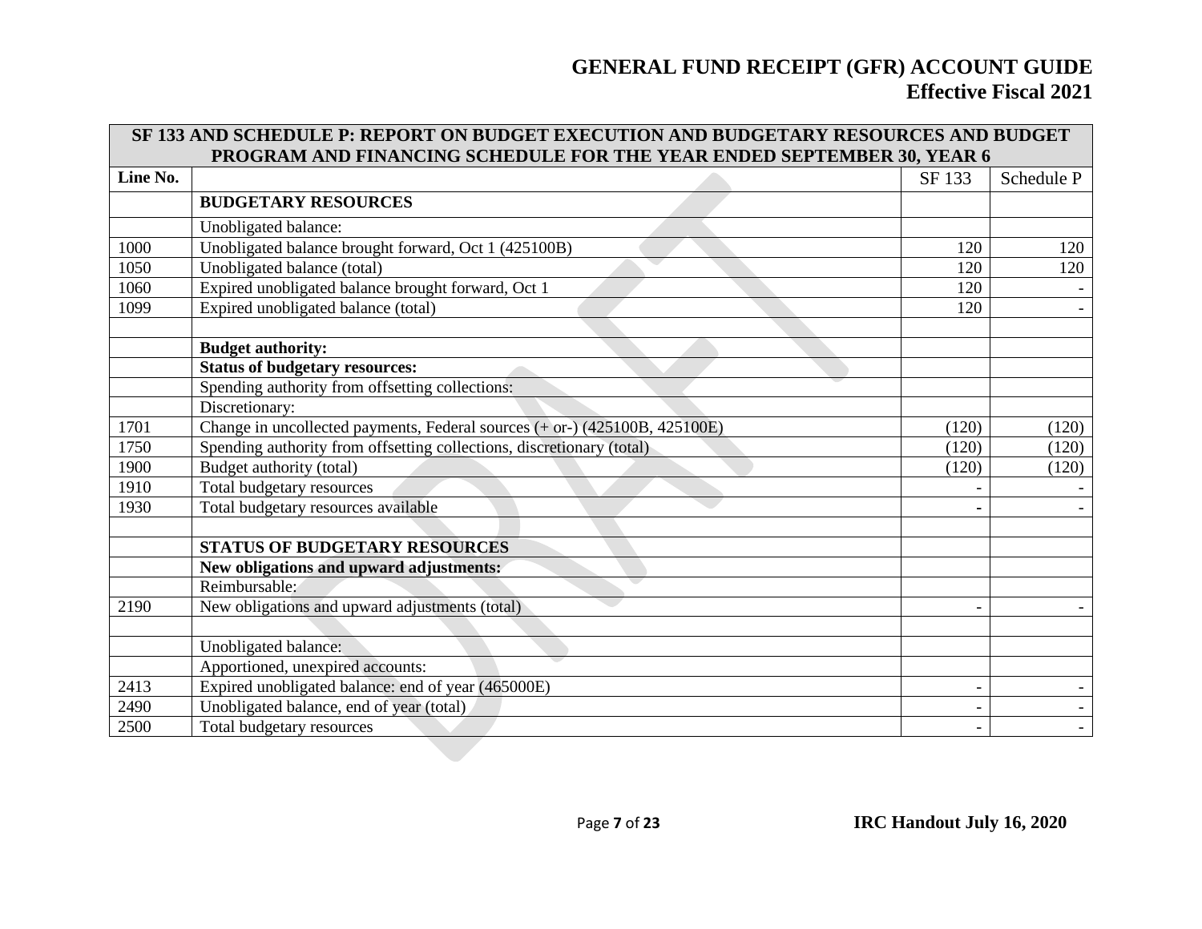| SF 133 AND SCHEDULE P: REPORT ON BUDGET EXECUTION AND BUDGETARY RESOURCES AND BUDGET PROGRAM AND FINANCING SCHEDULE FOR THE YEAR ENDED SEPTEMBER 30, YEAR 6 | | | |
|---|---|---|---|
| Line No. | | SF 133 | Schedule P |
| | **BUDGETARY RESOURCES** | | |
| | Unobligated balance: | | |
| 1000 | Unobligated balance brought forward, Oct 1 (425100B) | 120 | 120 |
| 1050 | Unobligated balance (total) | 120 | 120 |
| 1060 | Expired unobligated balance brought forward, Oct 1 | 120 | - |
| 1099 | Expired unobligated balance (total) | 120 | - |
| | | | |
| | **Budget authority:** | | |
| | **Status of budgetary resources:** | | |
| | Spending authority from offsetting collections: | | |
| | Discretionary: | | |
| 1701 | Change in uncollected payments, Federal sources (+ or-) (425100B, 425100E) | (120) | (120) |
| 1750 | Spending authority from offsetting collections, discretionary (total) | (120) | (120) |
| 1900 | Budget authority (total) | (120) | (120) |
| 1910 | Total budgetary resources | - | - |
| 1930 | Total budgetary resources available | - | - |
| | | | |
| | **STATUS OF BUDGETARY RESOURCES** | | |
| | **New obligations and upward adjustments:** | | |
| | Reimbursable: | | |
| 2190 | New obligations and upward adjustments (total) | - | - |
| | | | |
| | Unobligated balance: | | |
| | Apportioned, unexpired accounts: | | |
| 2413 | Expired unobligated balance: end of year (465000E) | - | - |
| 2490 | Unobligated balance, end of year (total) | - | - |
| 2500 | Total budgetary resources | - | - |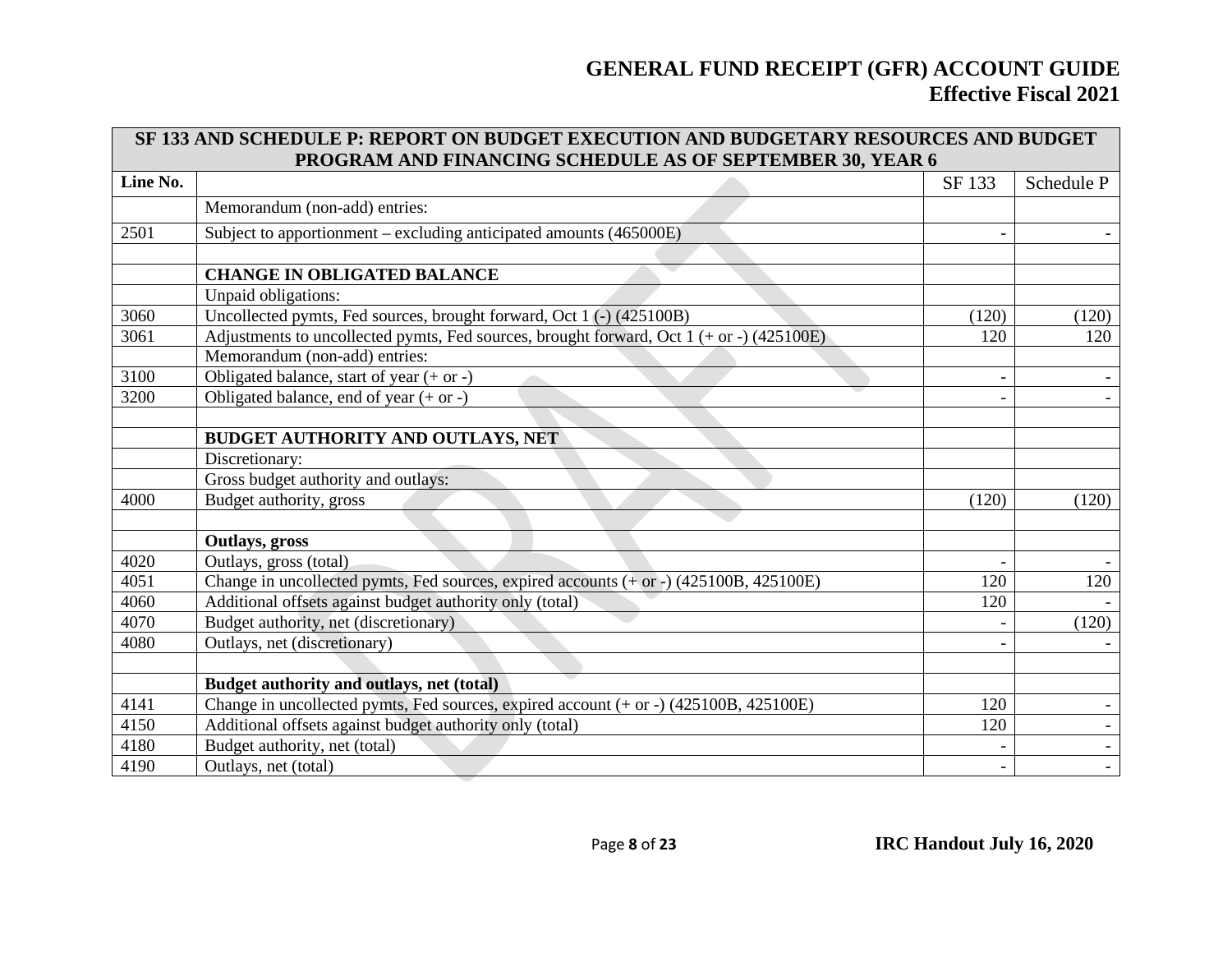| SF 133 AND SCHEDULE P: REPORT ON BUDGET EXECUTION AND BUDGETARY RESOURCES AND BUDGET PROGRAM AND FINANCING SCHEDULE AS OF SEPTEMBER 30, YEAR 6 | | | |
|---|---|---|---|
| **Line No.** | | SF 133 | Schedule P |
| | Memorandum (non-add) entries: | | |
| 2501 | Subject to apportionment – excluding anticipated amounts (465000E) | - | - |
| | | | |
| | **CHANGE IN OBLIGATED BALANCE** | | |
| | Unpaid obligations: | | |
| 3060 | Uncollected pymts, Fed sources, brought forward, Oct 1 (-) (425100B) | (120) | (120) |
| 3061 | Adjustments to uncollected pymts, Fed sources, brought forward, Oct 1 (+ or -) (425100E) | 120 | 120 |
| | Memorandum (non-add) entries: | | |
| 3100 | Obligated balance, start of year (+ or -) | - | - |
| 3200 | Obligated balance, end of year (+ or -) | - | - |
| | | | |
| | **BUDGET AUTHORITY AND OUTLAYS, NET** | | |
| | Discretionary: | | |
| | Gross budget authority and outlays: | | |
| 4000 | Budget authority, gross | (120) | (120) |
| | | | |
| | **Outlays, gross** | | |
| 4020 | Outlays, gross (total) | - | - |
| 4051 | Change in uncollected pymts, Fed sources, expired accounts (+ or -) (425100B, 425100E) | 120 | 120 |
| 4060 | Additional offsets against budget authority only (total) | 120 | - |
| 4070 | Budget authority, net (discretionary) | - | (120) |
| 4080 | Outlays, net (discretionary) | - | - |
| | | | |
| | **Budget authority and outlays, net (total)** | | |
| 4141 | Change in uncollected pymts, Fed sources, expired account (+ or -) (425100B, 425100E) | 120 | - |
| 4150 | Additional offsets against budget authority only (total) | 120 | - |
| 4180 | Budget authority, net (total) | - | - |
| 4190 | Outlays, net (total) | - | - |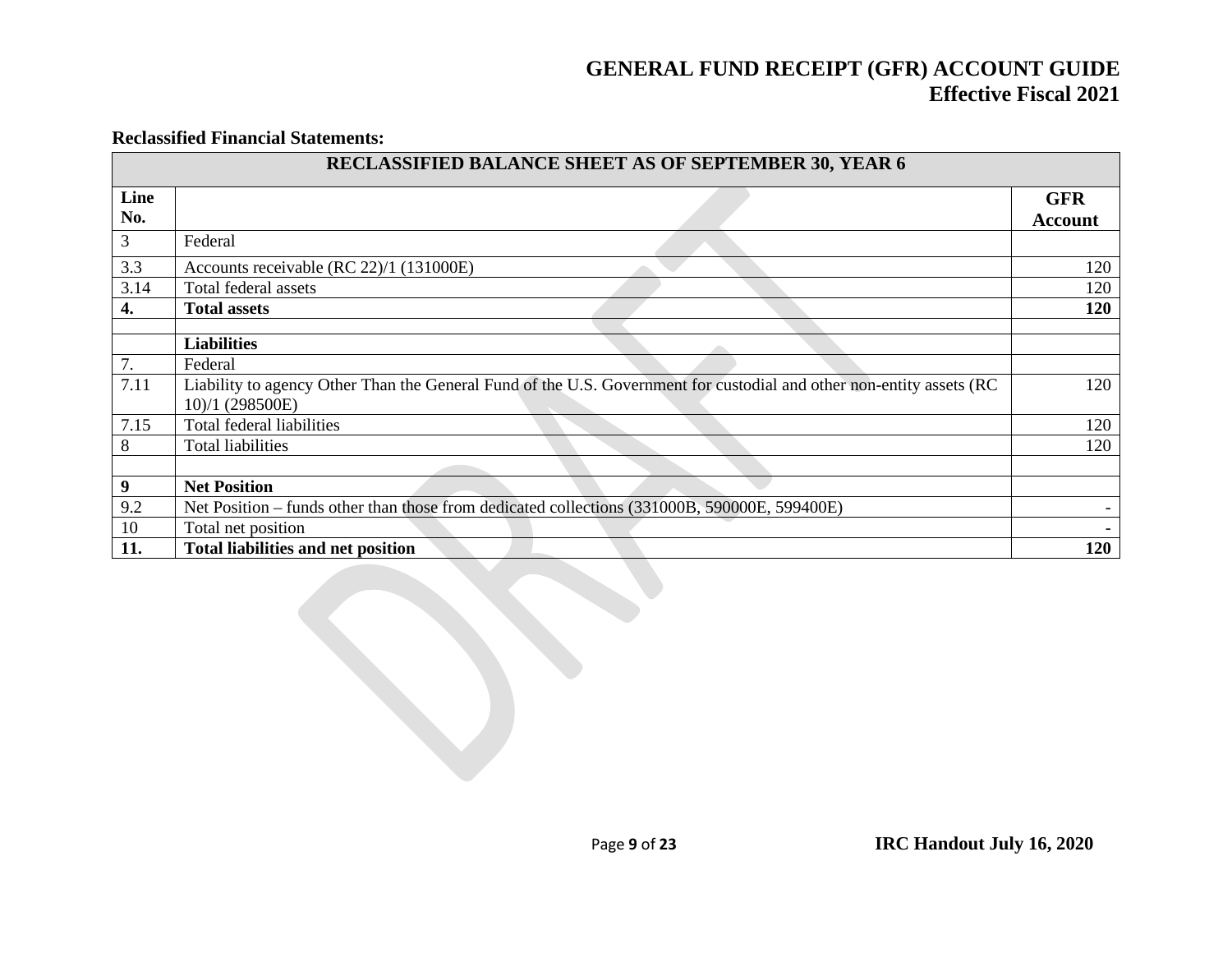**Reclassified Financial Statements:**

| RECLASSIFIED BALANCE SHEET AS OF SEPTEMBER 30, YEAR 6 | | |
|---|---|---|
| **Line No.** | | **GFR Account** |
| 3 | Federal | |
| 3.3 | Accounts receivable (RC 22)/1 (131000E) | 120 |
| 3.14 | Total federal assets | 120 |
| **4.** | **Total assets** | **120** |
| | | |
| | **Liabilities** | |
| 7. | Federal | |
| 7.11 | Liability to agency Other Than the General Fund of the U.S. Government for custodial and other non-entity assets (RC 10)/1 (298500E) | 120 |
| 7.15 | Total federal liabilities | 120 |
| 8 | Total liabilities | 120 |
| | | |
| **9** | **Net Position** | |
| 9.2 | Net Position – funds other than those from dedicated collections (331000B, 590000E, 599400E) | - |
| 10 | Total net position | - |
| **11.** | **Total liabilities and net position** | **120** |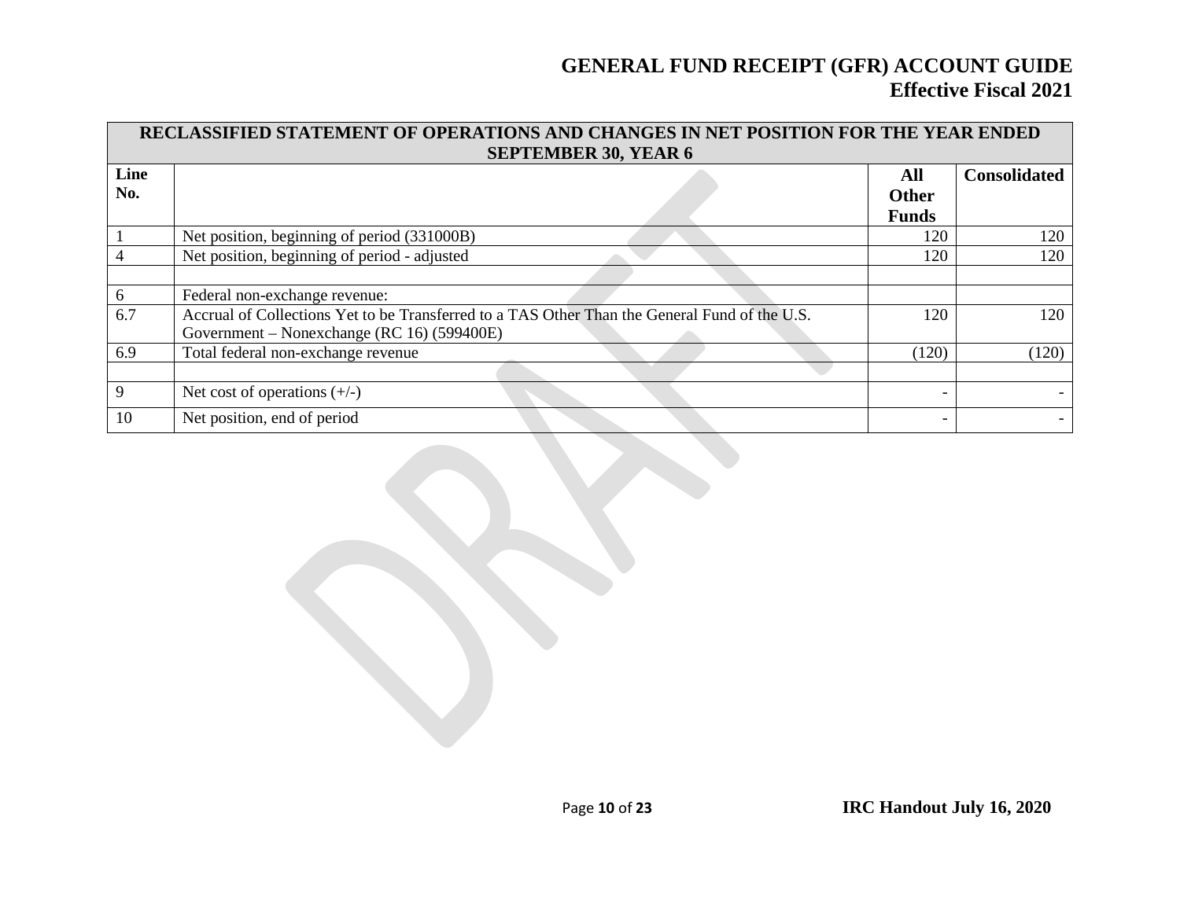| RECLASSIFIED STATEMENT OF OPERATIONS AND CHANGES IN NET POSITION FOR THE YEAR ENDED SEPTEMBER 30, YEAR 6 | | | |
|---|---|---|---|
| **Line No.** | | **All Other Funds** | **Consolidated** |
| 1 | Net position, beginning of period (331000B) | 120 | 120 |
| 4 | Net position, beginning of period - adjusted | 120 | 120 |
| | | | |
| 6 | Federal non-exchange revenue: | | |
| 6.7 | Accrual of Collections Yet to be Transferred to a TAS Other Than the General Fund of the U.S. Government – Nonexchange (RC 16) (599400E) | 120 | 120 |
| 6.9 | Total federal non-exchange revenue | (120) | (120) |
| | | | |
| 9 | Net cost of operations (+/-) | - | - |
| 10 | Net position, end of period | - | - |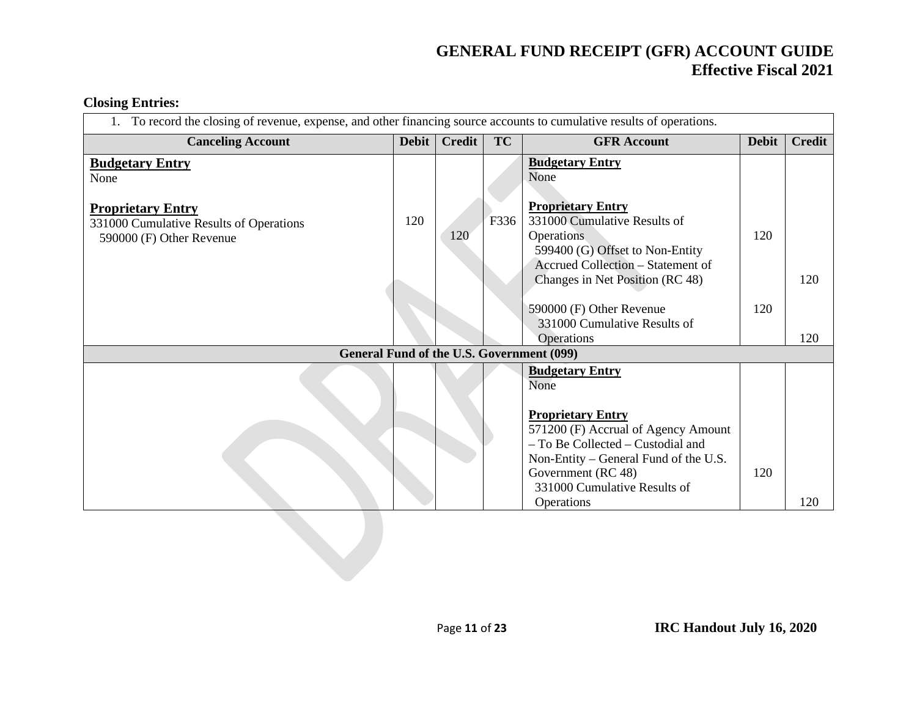### Closing Entries:

| 1. To record the closing of revenue, expense, and other financing source accounts to cumulative results of operations. | | | | | | |
|---|---|---|---|---|---|---|
| **Canceling Account** | **Debit** | **Credit** | **TC** | **GFR Account** | **Debit** | **Credit** |
| **Budgetary Entry**<br>None<br><br>**Proprietary Entry**<br>331000 Cumulative Results of Operations<br>590000 (F) Other Revenue | <br><br><br><br>120 | <br><br><br><br><br>120 | <br><br><br><br>F336 | **Budgetary Entry**<br>None<br><br>**Proprietary Entry**<br>331000 Cumulative Results of Operations<br>599400 (G) Offset to Non-Entity Accrued Collection – Statement of Changes in Net Position (RC 48)<br><br>590000 (F) Other Revenue<br>331000 Cumulative Results of Operations | <br><br><br><br>120<br><br><br>120 | <br><br><br><br><br>120<br><br><br>120 |
| **General Fund of the U.S. Government (099)** | | | | | | |
| | | | | **Budgetary Entry**<br>None<br><br>**Proprietary Entry**<br>571200 (F) Accrual of Agency Amount – To Be Collected – Custodial and Non-Entity – General Fund of the U.S. Government (RC 48)<br>331000 Cumulative Results of Operations | <br><br><br><br>120 | <br><br><br><br><br>120 |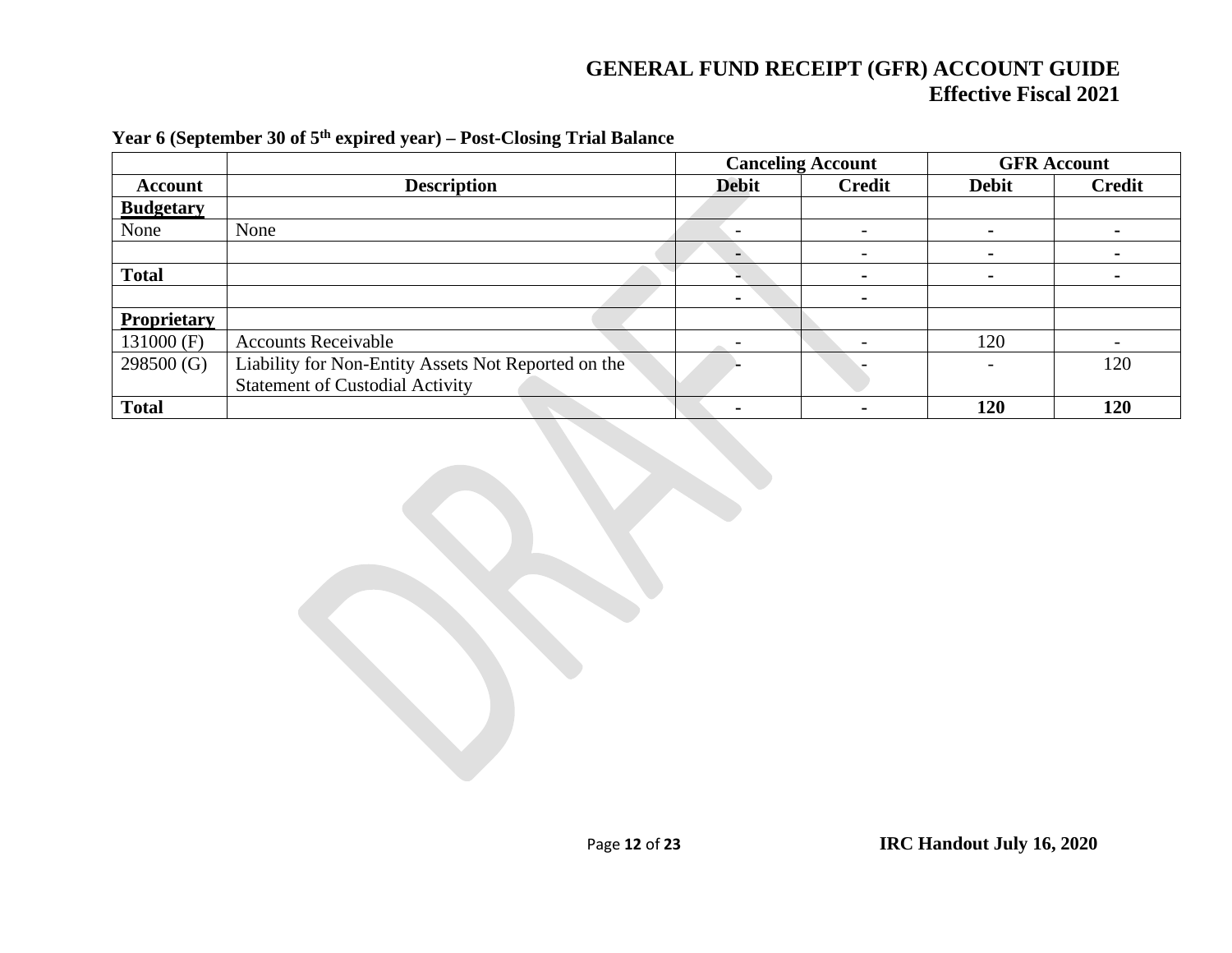**Year 6 (September 30 of 5th expired year) – Post-Closing Trial Balance**

| | | Canceling Account | | GFR Account | |
|---|---|---|---|---|---|
| **Account** | **Description** | **Debit** | **Credit** | **Debit** | **Credit** |
| **Budgetary** | | | | | |
| None | None | - | - | - | - |
| | | - | - | - | - |
| **Total** | | **-** | **-** | **-** | **-** |
| | | - | - | | |
| **Proprietary** | | | | | |
| 131000 (F) | Accounts Receivable | - | - | 120 | - |
| 298500 (G) | Liability for Non-Entity Assets Not Reported on the Statement of Custodial Activity | - | - | - | 120 |
| **Total** | | **-** | **-** | **120** | **120** |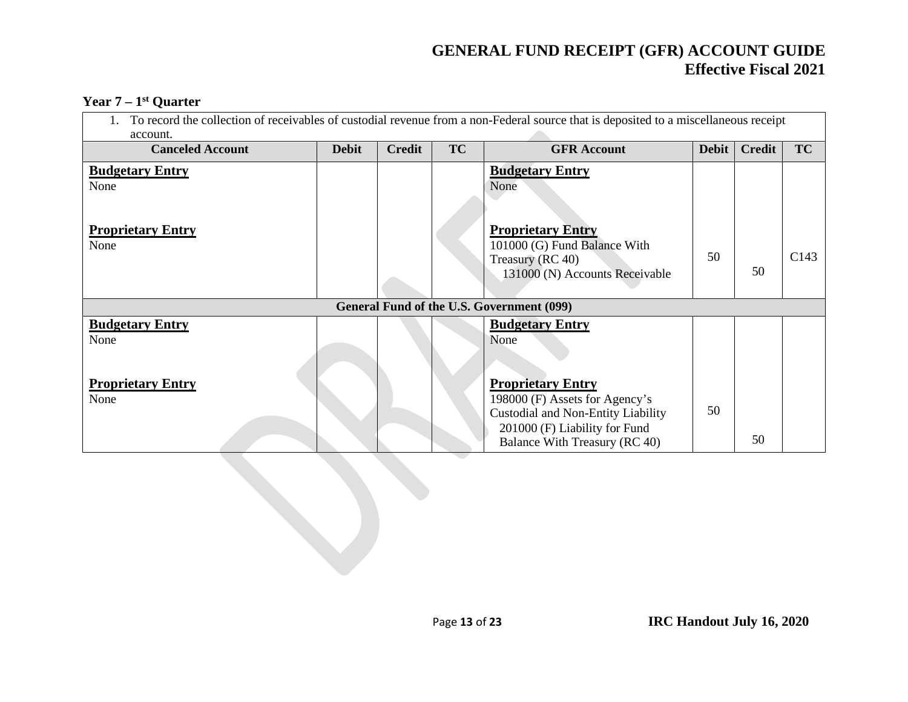## Year 7 – 1st Quarter

| 1. To record the collection of receivables of custodial revenue from a non-Federal source that is deposited to a miscellaneous receipt account. | | | | | | | |
|---|---|---|---|---|---|---|---|
| **Canceled Account** | **Debit** | **Credit** | **TC** | **GFR Account** | **Debit** | **Credit** | **TC** |
| **Budgetary Entry**<br>None | | | | **Budgetary Entry**<br>None | | | |
| **Proprietary Entry**<br>None | | | | **Proprietary Entry**<br>101000 (G) Fund Balance With Treasury (RC 40)<br>131000 (N) Accounts Receivable | 50 | 50 | C143 |
| **General Fund of the U.S. Government (099)** | | | | | | | |
| **Budgetary Entry**<br>None | | | | **Budgetary Entry**<br>None | | | |
| **Proprietary Entry**<br>None | | | | **Proprietary Entry**<br>198000 (F) Assets for Agency's Custodial and Non-Entity Liability<br>201000 (F) Liability for Fund Balance With Treasury (RC 40) | 50 | 50 | |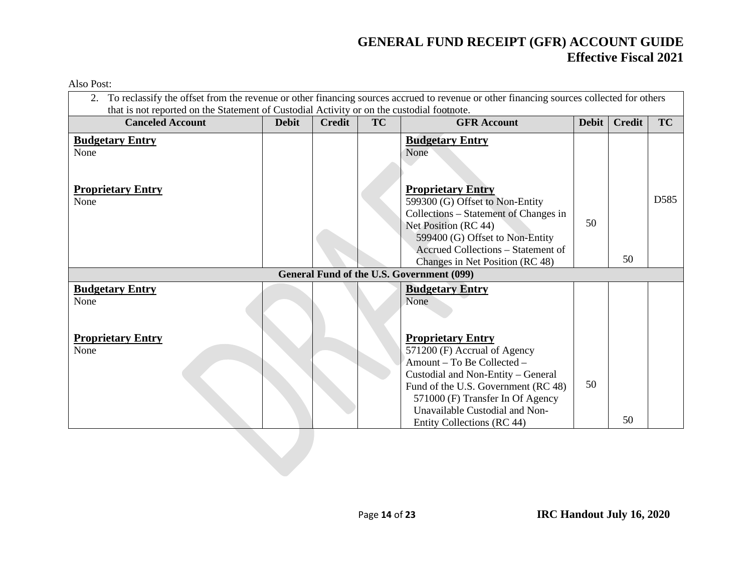Also Post:

| 2. To reclassify the offset from the revenue or other financing sources accrued to revenue or other financing sources collected for others that is not reported on the Statement of Custodial Activity or on the custodial footnote. | | | | | | | |
|---|---|---|---|---|---|---|---|
| **Canceled Account** | **Debit** | **Credit** | **TC** | **GFR Account** | **Debit** | **Credit** | **TC** |
| <u>**Budgetary Entry**</u><br>None | | | | <u>**Budgetary Entry**</u><br>None | | | |
| <u>**Proprietary Entry**</u><br>None | | | | <u>**Proprietary Entry**</u><br>599300 (G) Offset to Non-Entity Collections – Statement of Changes in Net Position (RC 44)<br>599400 (G) Offset to Non-Entity Accrued Collections – Statement of Changes in Net Position (RC 48) | 50 | 50 | D585 |
| **General Fund of the U.S. Government (099)** | | | | | | | |
| <u>**Budgetary Entry**</u><br>None | | | | <u>**Budgetary Entry**</u><br>None | | | |
| <u>**Proprietary Entry**</u><br>None | | | | <u>**Proprietary Entry**</u><br>571200 (F) Accrual of Agency Amount – To Be Collected – Custodial and Non-Entity – General Fund of the U.S. Government (RC 48)<br>571000 (F) Transfer In Of Agency Unavailable Custodial and Non-Entity Collections (RC 44) | 50 | 50 | |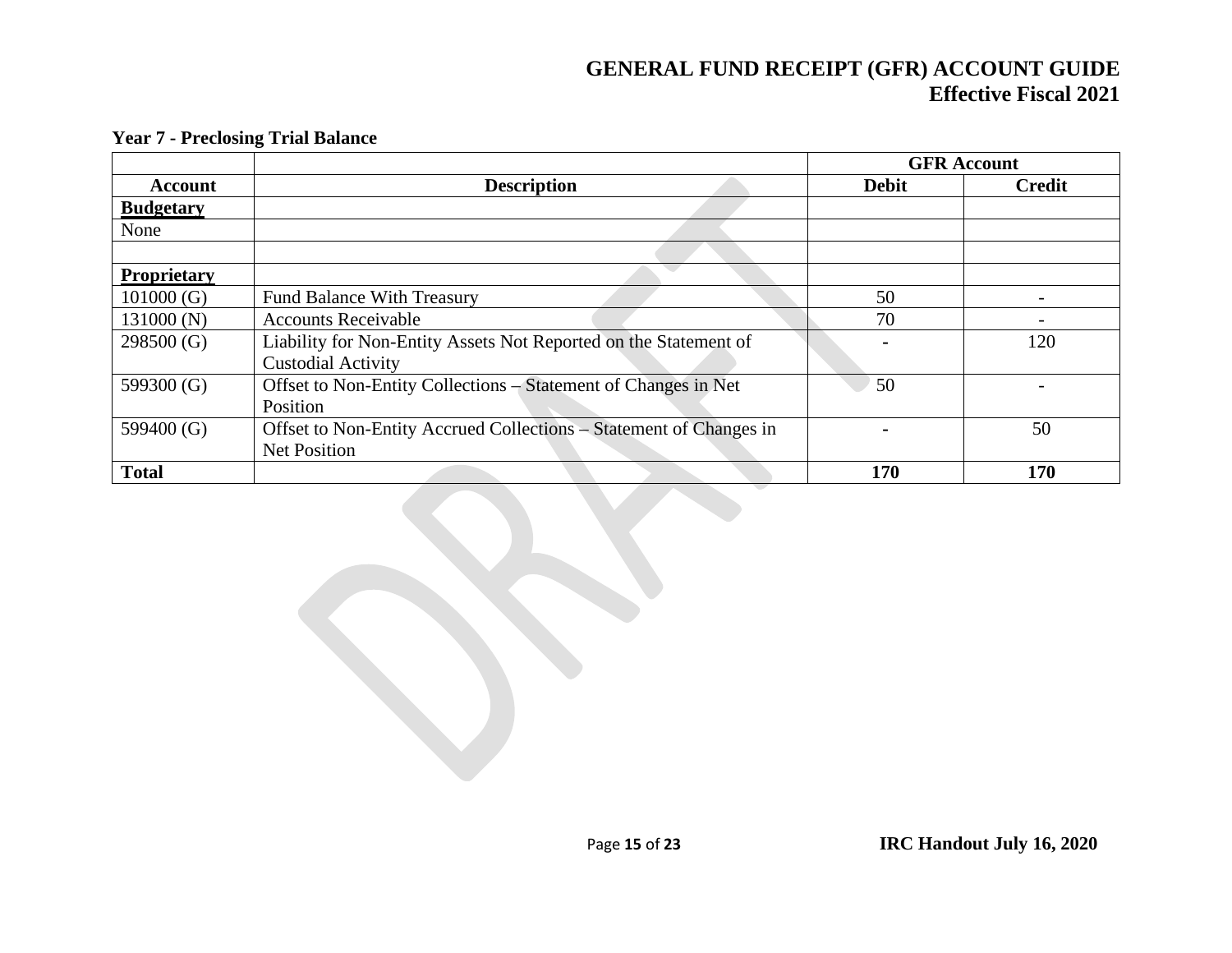**Year 7 - Preclosing Trial Balance**

| | | GFR Account | |
|---|---|---|---|
| **Account** | **Description** | **Debit** | **Credit** |
| **Budgetary** | | | |
| None | | | |
| | | | |
| **Proprietary** | | | |
| 101000 (G) | Fund Balance With Treasury | 50 | - |
| 131000 (N) | Accounts Receivable | 70 | - |
| 298500 (G) | Liability for Non-Entity Assets Not Reported on the Statement of Custodial Activity | - | 120 |
| 599300 (G) | Offset to Non-Entity Collections – Statement of Changes in Net Position | 50 | - |
| 599400 (G) | Offset to Non-Entity Accrued Collections – Statement of Changes in Net Position | - | 50 |
| **Total** | | **170** | **170** |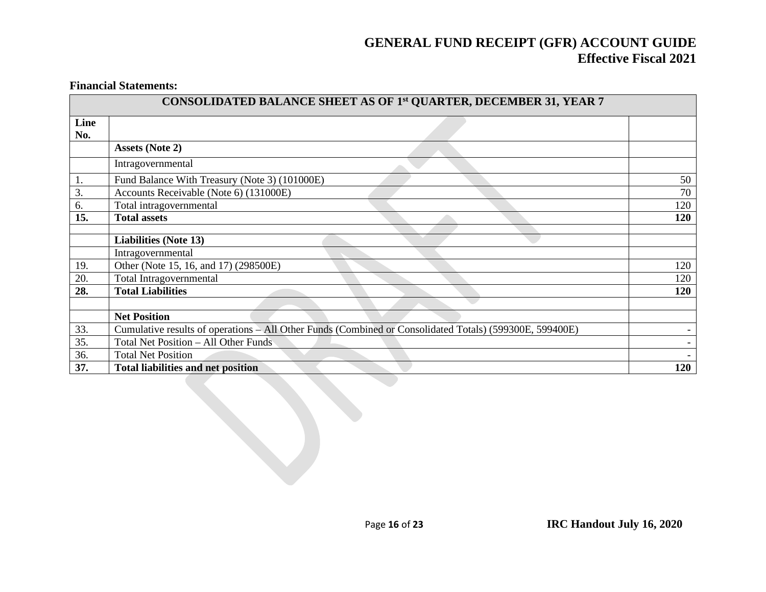**Financial Statements:**

| CONSOLIDATED BALANCE SHEET AS OF 1st QUARTER, DECEMBER 31, YEAR 7 | | |
|---|---|---|
| **Line No.** | | |
| | **Assets (Note 2)** | |
| | Intragovernmental | |
| 1. | Fund Balance With Treasury (Note 3) (101000E) | 50 |
| 3. | Accounts Receivable (Note 6) (131000E) | 70 |
| 6. | Total intragovernmental | 120 |
| **15.** | **Total assets** | **120** |
| | | |
| | **Liabilities (Note 13)** | |
| | Intragovernmental | |
| 19. | Other (Note 15, 16, and 17) (298500E) | 120 |
| 20. | Total Intragovernmental | 120 |
| **28.** | **Total Liabilities** | **120** |
| | | |
| | **Net Position** | |
| 33. | Cumulative results of operations – All Other Funds (Combined or Consolidated Totals) (599300E, 599400E) | - |
| 35. | Total Net Position – All Other Funds | - |
| 36. | Total Net Position | - |
| **37.** | **Total liabilities and net position** | **120** |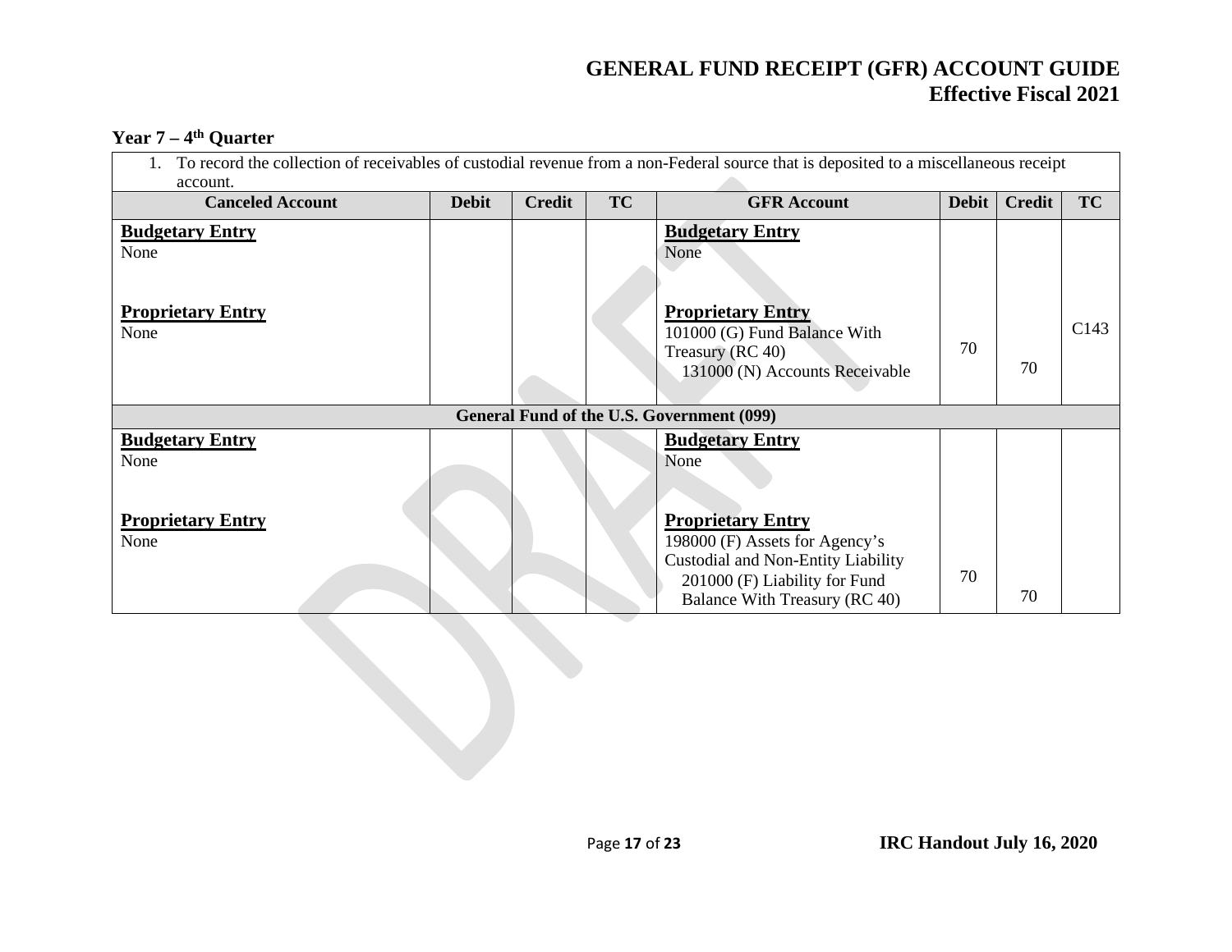## Year 7 – 4th Quarter

1. To record the collection of receivables of custodial revenue from a non-Federal source that is deposited to a miscellaneous receipt account.

| Canceled Account | Debit | Credit | TC | GFR Account | Debit | Credit | TC |
|---|---|---|---|---|---|---|---|
| **Budgetary Entry**<br>None | | | | **Budgetary Entry**<br>None | | | |
| **Proprietary Entry**<br>None | | | | **Proprietary Entry**<br>101000 (G) Fund Balance With Treasury (RC 40)<br>131000 (N) Accounts Receivable | 70 | 70 | C143 |
| **General Fund of the U.S. Government (099)** | | | | | | | |
| **Budgetary Entry**<br>None | | | | **Budgetary Entry**<br>None | | | |
| **Proprietary Entry**<br>None | | | | **Proprietary Entry**<br>198000 (F) Assets for Agency's Custodial and Non-Entity Liability<br>201000 (F) Liability for Fund Balance With Treasury (RC 40) | 70 | 70 | |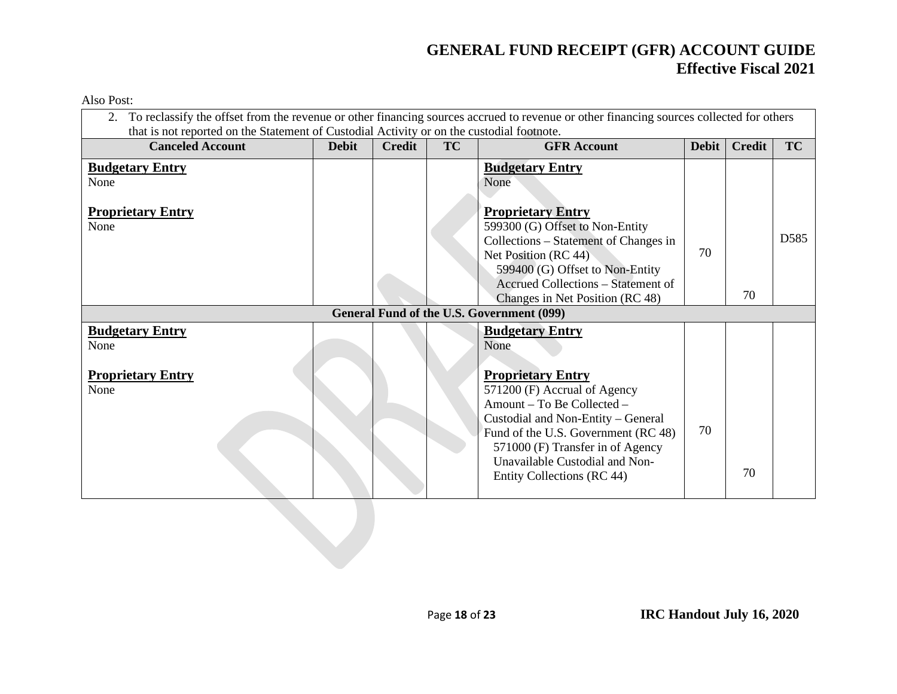Also Post:

| 2. To reclassify the offset from the revenue or other financing sources accrued to revenue or other financing sources collected for others that is not reported on the Statement of Custodial Activity or on the custodial footnote. | | | | | | | |
|---|---|---|---|---|---|---|---|
| **Canceled Account** | **Debit** | **Credit** | **TC** | **GFR Account** | **Debit** | **Credit** | **TC** |
| **Budgetary Entry**<br>None<br><br>**Proprietary Entry**<br>None | | | | **Budgetary Entry**<br>None<br><br>**Proprietary Entry**<br>599300 (G) Offset to Non-Entity Collections – Statement of Changes in Net Position (RC 44)<br>599400 (G) Offset to Non-Entity Accrued Collections – Statement of Changes in Net Position (RC 48) | 70 | 70 | D585 |
| **General Fund of the U.S. Government (099)** | | | | | | | |
| **Budgetary Entry**<br>None<br><br>**Proprietary Entry**<br>None | | | | **Budgetary Entry**<br>None<br><br>**Proprietary Entry**<br>571200 (F) Accrual of Agency Amount – To Be Collected – Custodial and Non-Entity – General Fund of the U.S. Government (RC 48)<br>571000 (F) Transfer in of Agency Unavailable Custodial and Non-Entity Collections (RC 44) | 70 | 70 | |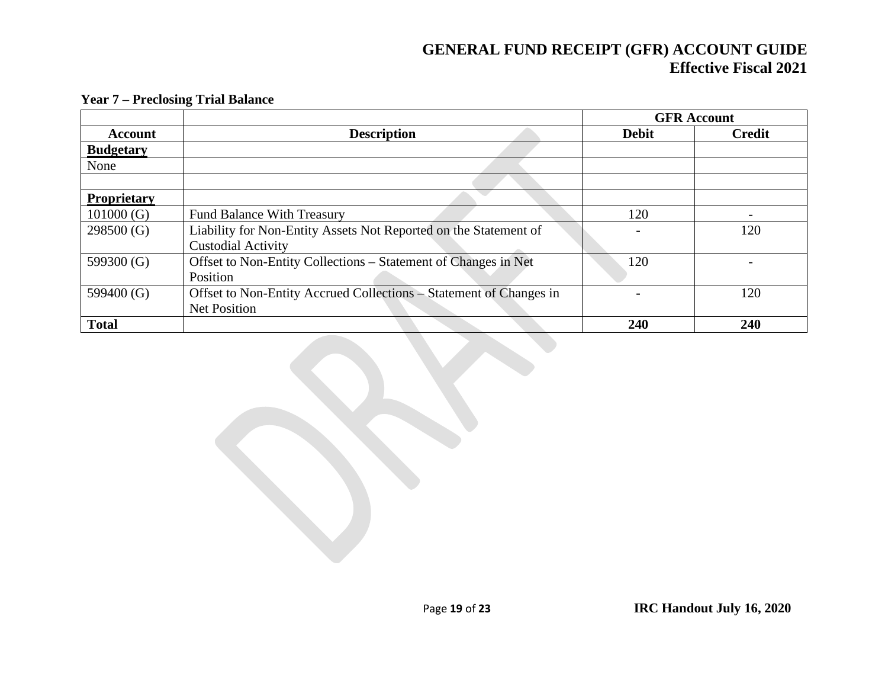**Year 7 – Preclosing Trial Balance**

| | | GFR Account | |
|---|---|---|---|
| **Account** | **Description** | **Debit** | **Credit** |
| **Budgetary** | | | |
| None | | | |
| | | | |
| **Proprietary** | | | |
| 101000 (G) | Fund Balance With Treasury | 120 | - |
| 298500 (G) | Liability for Non-Entity Assets Not Reported on the Statement of Custodial Activity | - | 120 |
| 599300 (G) | Offset to Non-Entity Collections – Statement of Changes in Net Position | 120 | - |
| 599400 (G) | Offset to Non-Entity Accrued Collections – Statement of Changes in Net Position | - | 120 |
| **Total** | | **240** | **240** |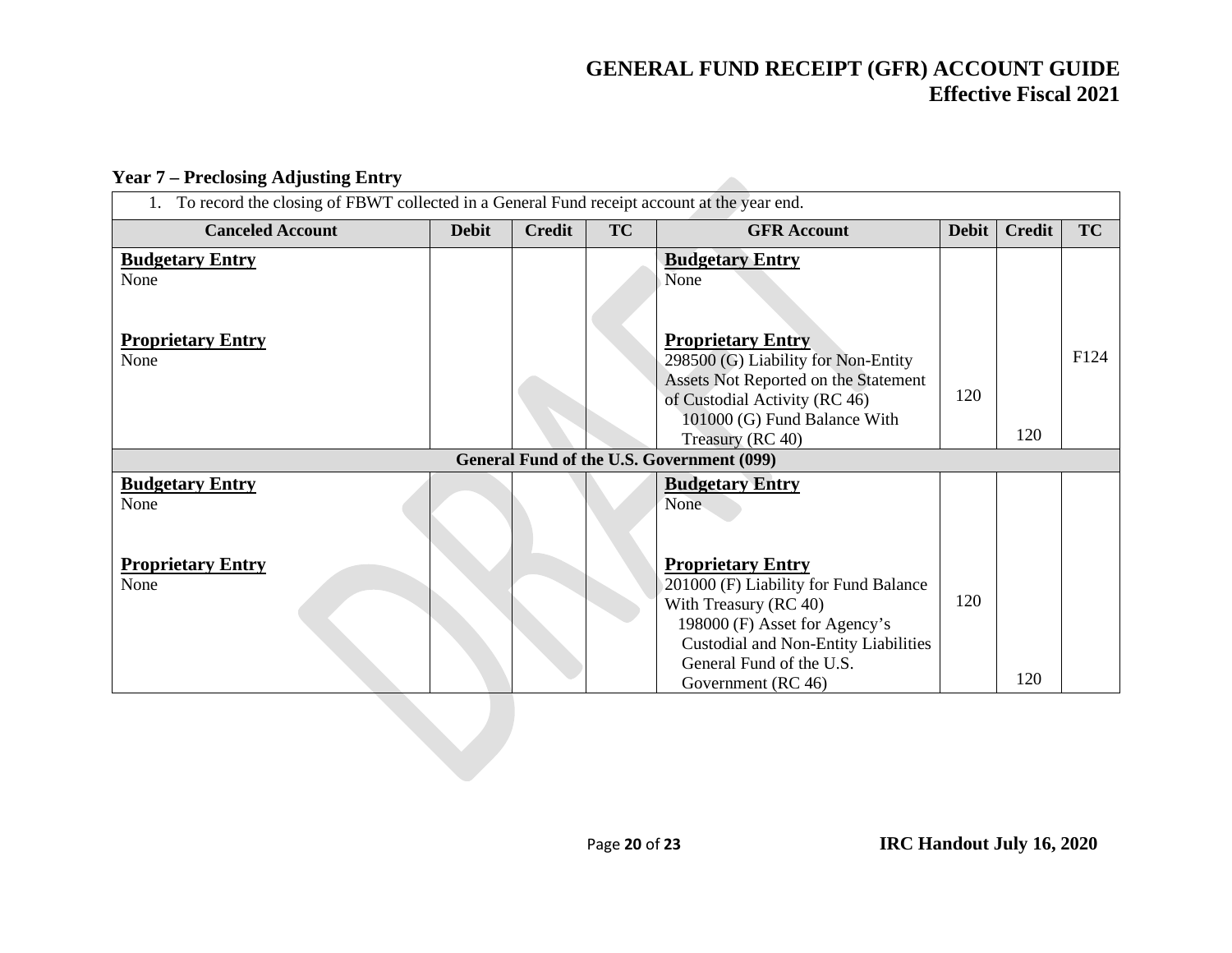## Year 7 – Preclosing Adjusting Entry

| 1. To record the closing of FBWT collected in a General Fund receipt account at the year end. | | | | | | | |
|---|---|---|---|---|---|---|---|
| **Canceled Account** | **Debit** | **Credit** | **TC** | **GFR Account** | **Debit** | **Credit** | **TC** |
| **Budgetary Entry**<br>None | | | | **Budgetary Entry**<br>None | | | |
| **Proprietary Entry**<br>None | | | | **Proprietary Entry**<br>298500 (G) Liability for Non-Entity Assets Not Reported on the Statement of Custodial Activity (RC 46)<br>101000 (G) Fund Balance With Treasury (RC 40) | 120 | 120 | F124 |
| **General Fund of the U.S. Government (099)** | | | | | | | |
| **Budgetary Entry**<br>None | | | | **Budgetary Entry**<br>None | | | |
| **Proprietary Entry**<br>None | | | | **Proprietary Entry**<br>201000 (F) Liability for Fund Balance With Treasury (RC 40)<br>198000 (F) Asset for Agency's Custodial and Non-Entity Liabilities General Fund of the U.S. Government (RC 46) | 120 | 120 | |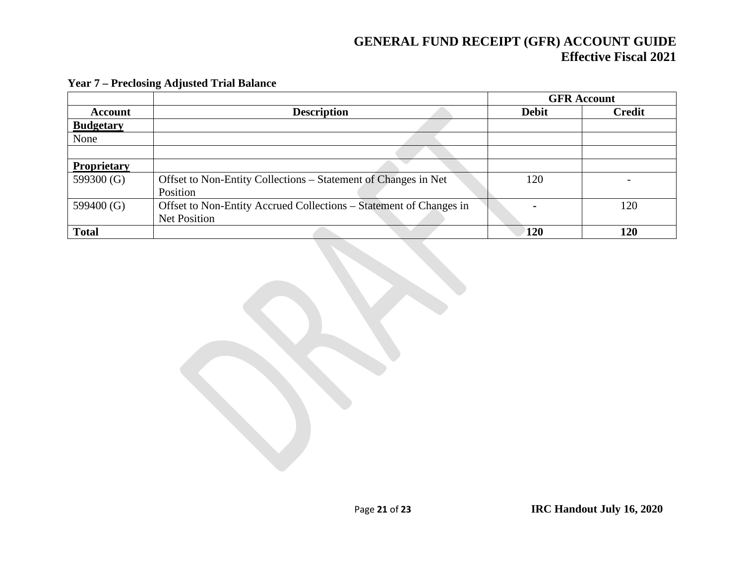**Year 7 – Preclosing Adjusted Trial Balance**

| | | GFR Account | |
|---|---|---|---|
| **Account** | **Description** | **Debit** | **Credit** |
| **Budgetary** | | | |
| None | | | |
| | | | |
| **Proprietary** | | | |
| 599300 (G) | Offset to Non-Entity Collections – Statement of Changes in Net Position | 120 | - |
| 599400 (G) | Offset to Non-Entity Accrued Collections – Statement of Changes in Net Position | - | 120 |
| **Total** | | **120** | **120** |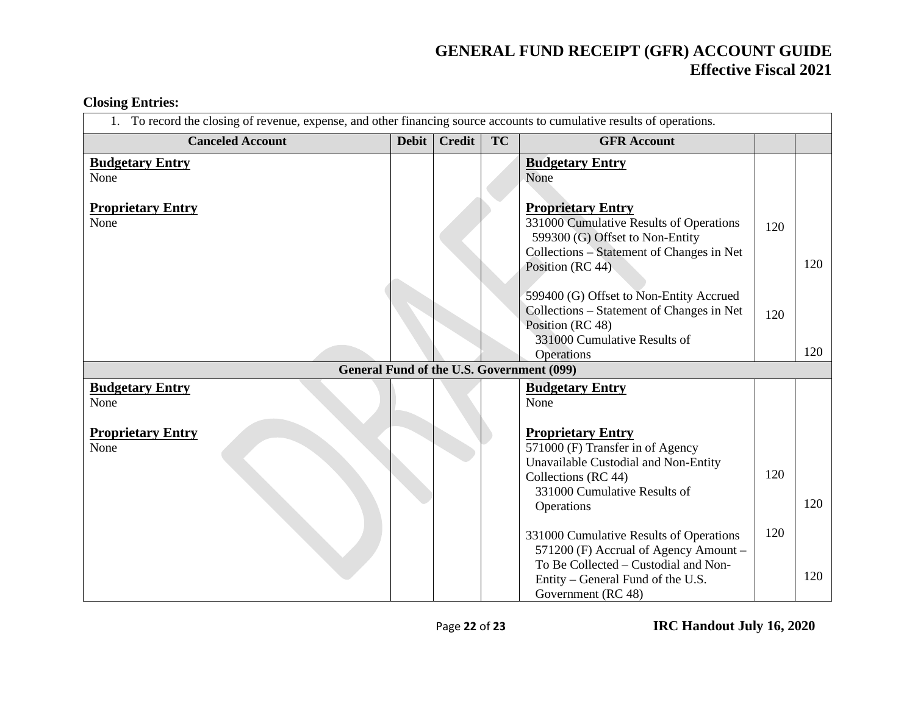**Closing Entries:**

| 1. To record the closing of revenue, expense, and other financing source accounts to cumulative results of operations. | | | | | | |
|---|---|---|---|---|---|---|
| **Canceled Account** | **Debit** | **Credit** | **TC** | **GFR Account** | | |
| **Budgetary Entry**<br>None<br><br>**Proprietary Entry**<br>None | | | | **Budgetary Entry**<br>None<br><br>**Proprietary Entry**<br>331000 Cumulative Results of Operations<br>599300 (G) Offset to Non-Entity Collections – Statement of Changes in Net Position (RC 44)<br><br>599400 (G) Offset to Non-Entity Accrued Collections – Statement of Changes in Net Position (RC 48)<br>331000 Cumulative Results of Operations | 120<br><br><br>120 | <br>120<br><br><br>120 |
| **General Fund of the U.S. Government (099)** | | | | | | |
| **Budgetary Entry**<br>None<br><br>**Proprietary Entry**<br>None | | | | **Budgetary Entry**<br>None<br><br>**Proprietary Entry**<br>571000 (F) Transfer in of Agency Unavailable Custodial and Non-Entity Collections (RC 44)<br>331000 Cumulative Results of Operations<br><br>331000 Cumulative Results of Operations<br>571200 (F) Accrual of Agency Amount – To Be Collected – Custodial and Non-Entity – General Fund of the U.S. Government (RC 48) | 120<br><br><br>120 | <br>120<br><br><br>120 |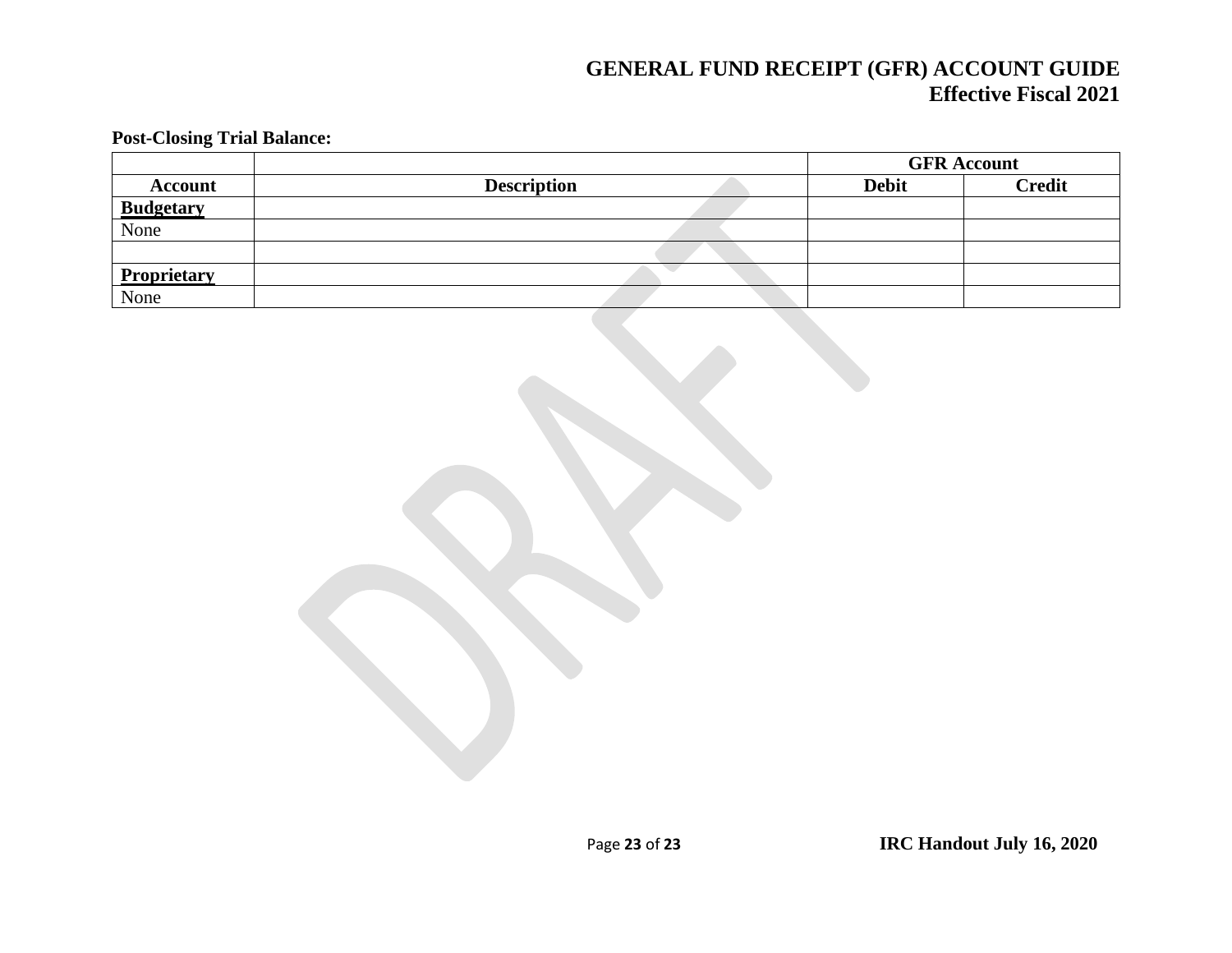**Post-Closing Trial Balance:**

| | | GFR Account | |
|---|---|---|---|
| **Account** | **Description** | **Debit** | **Credit** |
| **Budgetary** | | | |
| None | | | |
| | | | |
| **Proprietary** | | | |
| None | | | |